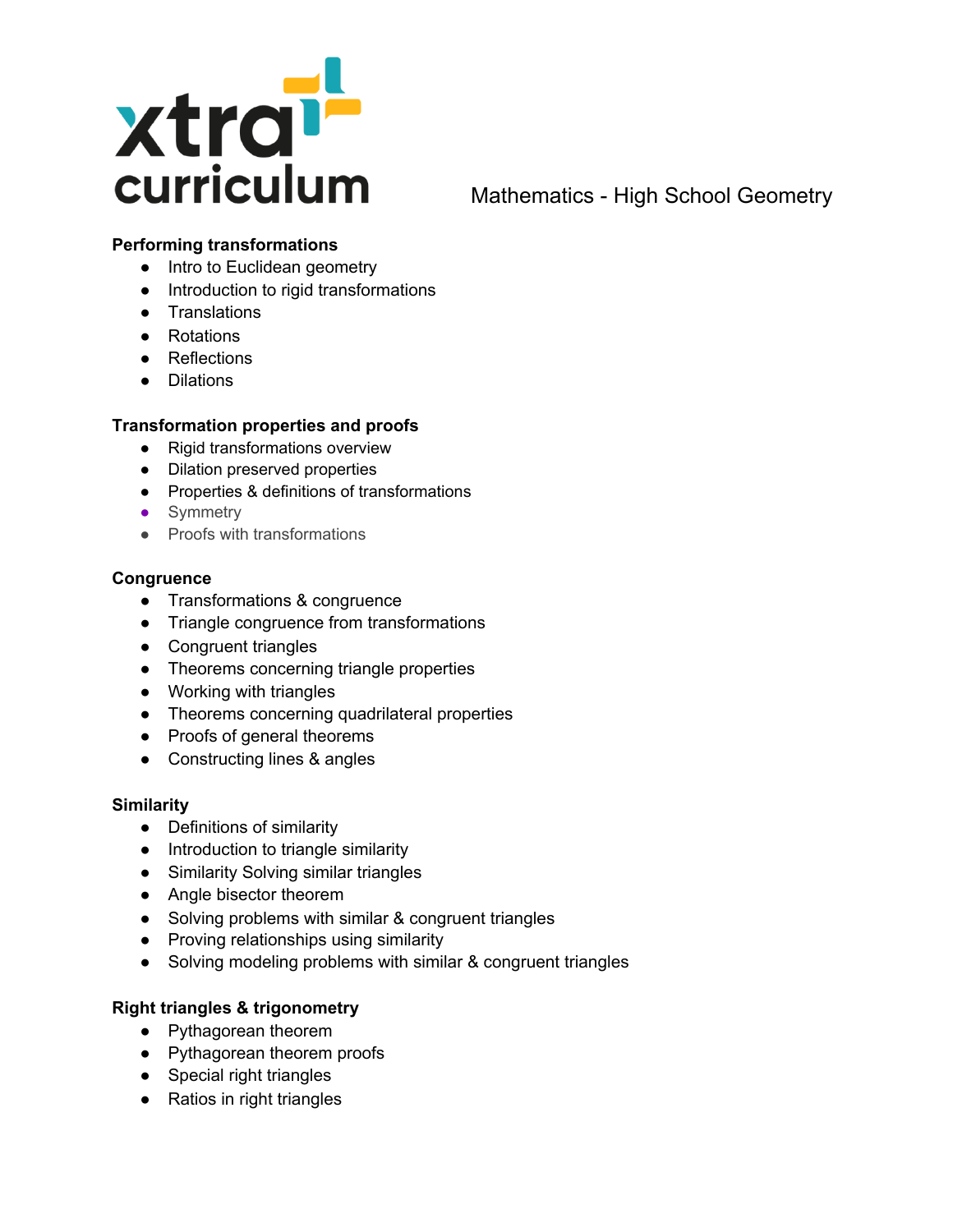# xtra curriculum

## Mathematics - High School Geometry

**Performing transformations**

- Intro to Euclidean geometry
- Introduction to rigid transformations
- Translations
- Rotations
- Reflections
- Dilations

**Transformation properties and proofs**

- Rigid transformations overview
- Dilation preserved properties
- Properties & definitions of transformations
- Symmetry
- Proofs with transformations

**Congruence**

- Transformations & congruence
- Triangle congruence from transformations
- Congruent triangles
- Theorems concerning triangle properties
- Working with triangles
- Theorems concerning quadrilateral properties
- Proofs of general theorems
- Constructing lines & angles

**Similarity**

- Definitions of similarity
- Introduction to triangle similarity
- Similarity Solving similar triangles
- Angle bisector theorem
- Solving problems with similar & congruent triangles
- Proving relationships using similarity
- Solving modeling problems with similar & congruent triangles

**Right triangles & trigonometry**

- Pythagorean theorem
- Pythagorean theorem proofs
- Special right triangles
- Ratios in right triangles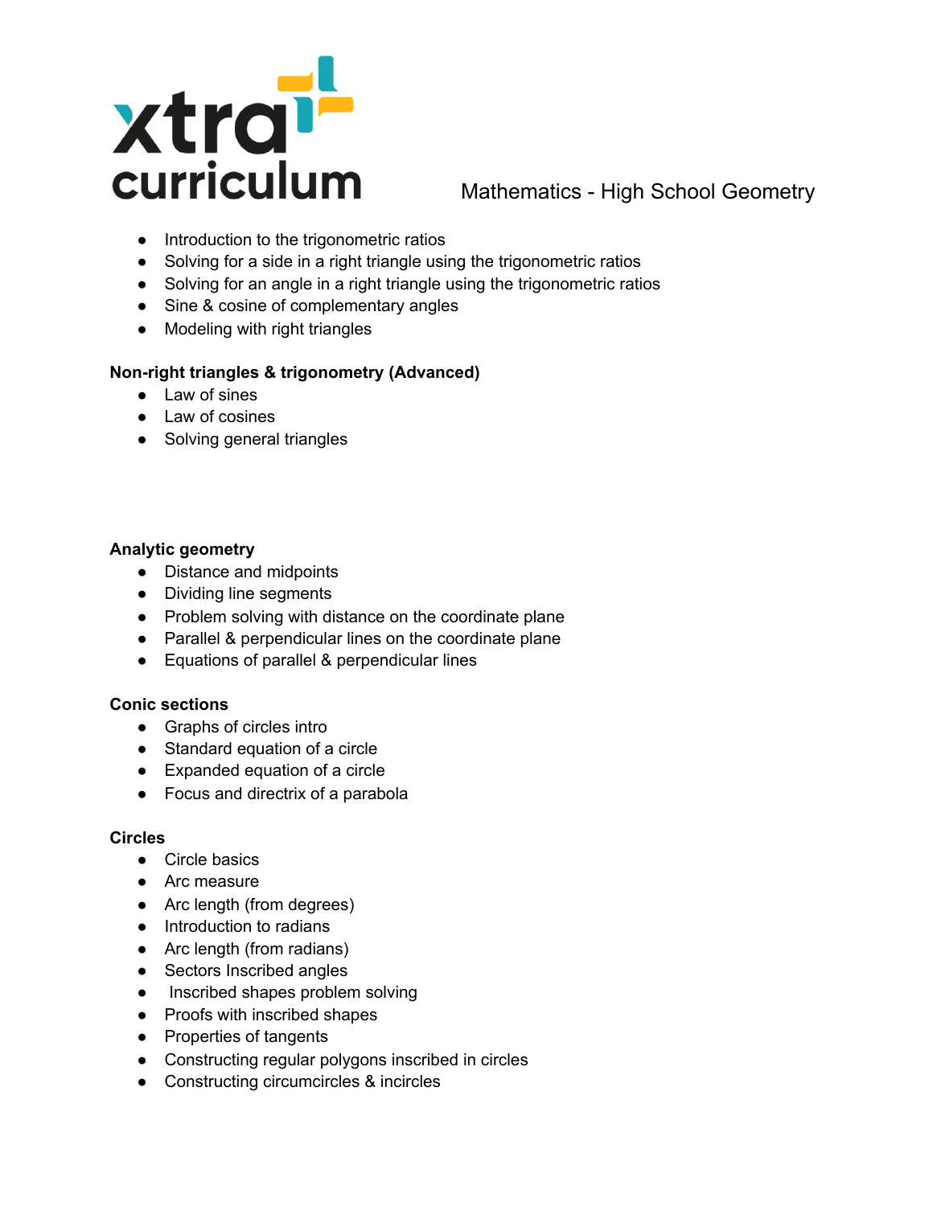Mathematics - High School Geometry

- Introduction to the trigonometric ratios
- Solving for a side in a right triangle using the trigonometric ratios
- Solving for an angle in a right triangle using the trigonometric ratios
- Sine & cosine of complementary angles
- Modeling with right triangles

**Non-right triangles & trigonometry (Advanced)**

- Law of sines
- Law of cosines
- Solving general triangles

**Analytic geometry**

- Distance and midpoints
- Dividing line segments
- Problem solving with distance on the coordinate plane
- Parallel & perpendicular lines on the coordinate plane
- Equations of parallel & perpendicular lines

**Conic sections**

- Graphs of circles intro
- Standard equation of a circle
- Expanded equation of a circle
- Focus and directrix of a parabola

**Circles**

- Circle basics
- Arc measure
- Arc length (from degrees)
- Introduction to radians
- Arc length (from radians)
- Sectors Inscribed angles
- Inscribed shapes problem solving
- Proofs with inscribed shapes
- Properties of tangents
- Constructing regular polygons inscribed in circles
- Constructing circumcircles & incircles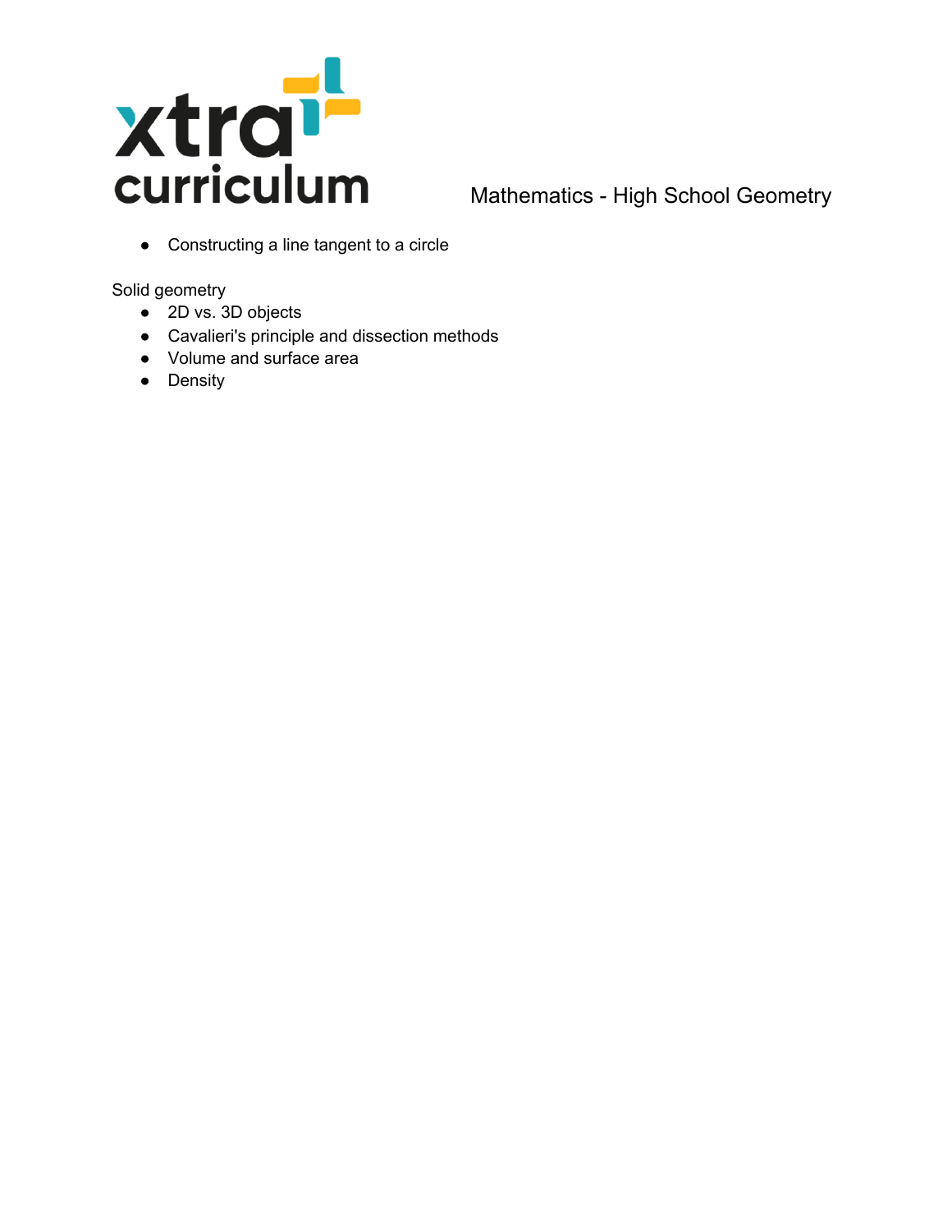- Constructing a line tangent to a circle

Solid geometry

- 2D vs. 3D objects
- Cavalieri's principle and dissection methods
- Volume and surface area
- Density